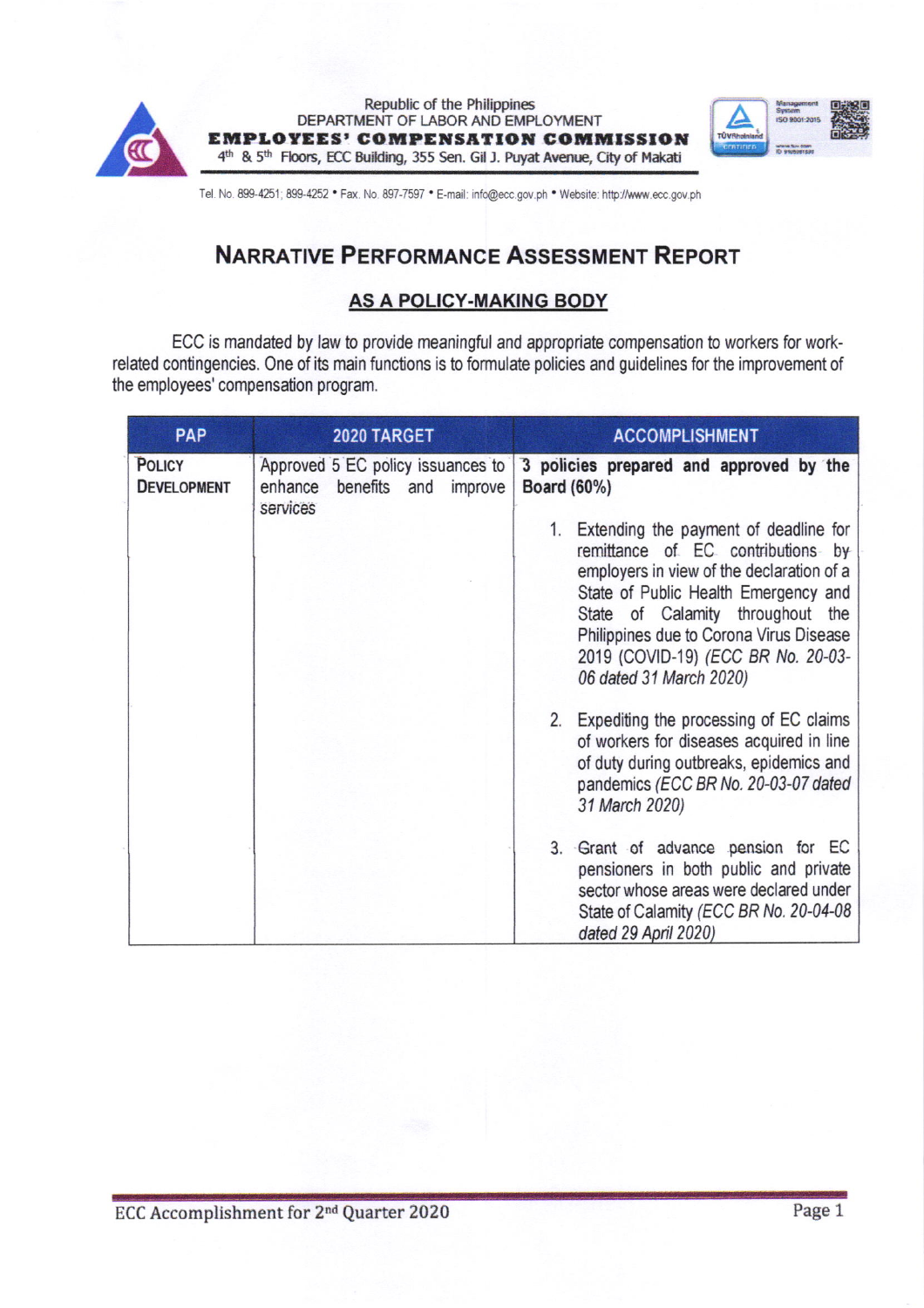Republic of the Philippines
DEPARTMENT OF LABOR AND EMPLOYMENT
**EMPLOYEES' COMPENSATION COMMISSION**
4th & 5th Floors, ECC Building, 355 Sen. Gil J. Puyat Avenue, City of Makati

Tel. No. 899-4251; 899-4252 • Fax. No. 897-7597 • E-mail: info@ecc.gov.ph • Website: http://www.ecc.gov.ph

# NARRATIVE PERFORMANCE ASSESSMENT REPORT

## AS A POLICY-MAKING BODY

ECC is mandated by law to provide meaningful and appropriate compensation to workers for work-related contingencies. One of its main functions is to formulate policies and guidelines for the improvement of the employees' compensation program.

| PAP | 2020 TARGET | ACCOMPLISHMENT |
|---|---|---|
| **POLICY DEVELOPMENT** | Approved 5 EC policy issuances to enhance benefits and improve services | **3 policies prepared and approved by the Board (60%)**<br><br>1. Extending the payment of deadline for remittance of EC contributions by employers in view of the declaration of a State of Public Health Emergency and State of Calamity throughout the Philippines due to Corona Virus Disease 2019 (COVID-19) *(ECC BR No. 20-03-06 dated 31 March 2020)*<br><br>2. Expediting the processing of EC claims of workers for diseases acquired in line of duty during outbreaks, epidemics and pandemics *(ECC BR No. 20-03-07 dated 31 March 2020)*<br><br>3. Grant of advance pension for EC pensioners in both public and private sector whose areas were declared under State of Calamity *(ECC BR No. 20-04-08 dated 29 April 2020)* |

ECC Accomplishment for 2nd Quarter 2020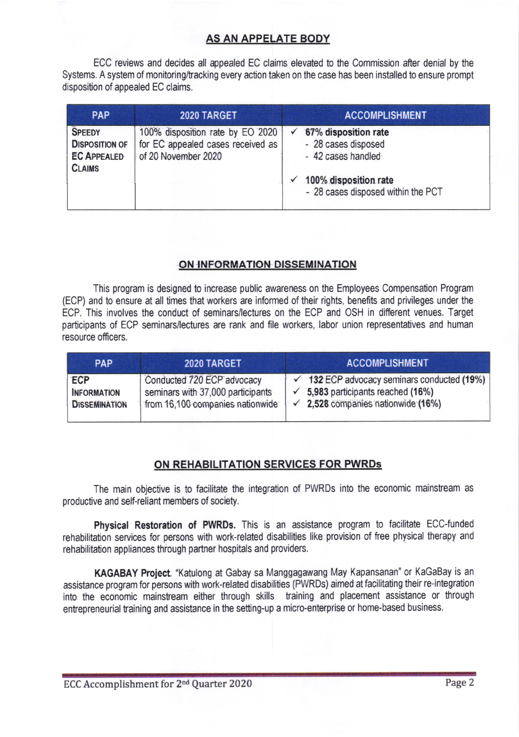## AS AN APPELATE BODY

ECC reviews and decides all appealed EC claims elevated to the Commission after denial by the Systems. A system of monitoring/tracking every action taken on the case has been installed to ensure prompt disposition of appealed EC claims.

| PAP | 2020 TARGET | ACCOMPLISHMENT |
|---|---|---|
| SPEEDY DISPOSITION OF EC APPEALED CLAIMS | 100% disposition rate by EO 2020 for EC appealed cases received as of 20 November 2020 | ✓ **67% disposition rate**<br>- 28 cases disposed<br>- 42 cases handled<br><br>✓ **100% disposition rate**<br>- 28 cases disposed within the PCT |

## ON INFORMATION DISSEMINATION

This program is designed to increase public awareness on the Employees Compensation Program (ECP) and to ensure at all times that workers are informed of their rights, benefits and privileges under the ECP. This involves the conduct of seminars/lectures on the ECP and OSH in different venues. Target participants of ECP seminars/lectures are rank and file workers, labor union representatives and human resource officers.

| PAP | 2020 TARGET | ACCOMPLISHMENT |
|---|---|---|
| ECP INFORMATION DISSEMINATION | Conducted 720 ECP advocacy seminars with 37,000 participants from 16,100 companies nationwide | ✓ **132** ECP advocacy seminars conducted **(19%)**<br>✓ **5,983** participants reached **(16%)**<br>✓ **2,528** companies nationwide **(16%)** |

## ON REHABILITATION SERVICES FOR PWRDs

The main objective is to facilitate the integration of PWRDs into the economic mainstream as productive and self-reliant members of society.

**Physical Restoration of PWRDs.** This is an assistance program to facilitate ECC-funded rehabilitation services for persons with work-related disabilities like provision of free physical therapy and rehabilitation appliances through partner hospitals and providers.

**KAGABAY Project**. "Katulong at Gabay sa Manggagawang May Kapansanan" or KaGaBay is an assistance program for persons with work-related disabilities (PWRDs) aimed at facilitating their re-integration into the economic mainstream either through skills training and placement assistance or through entrepreneurial training and assistance in the setting-up a micro-enterprise or home-based business.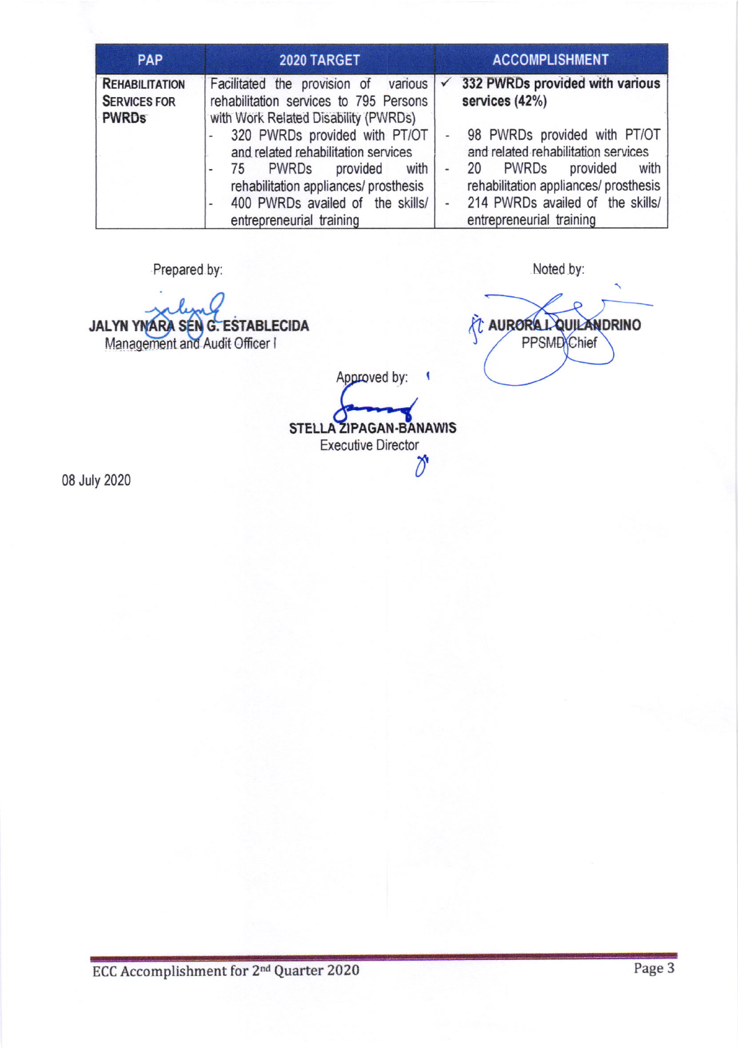| PAP | 2020 TARGET | ACCOMPLISHMENT |
|---|---|---|
| **REHABILITATION SERVICES FOR PWRDs** | Facilitated the provision of various rehabilitation services to 795 Persons with Work Related Disability (PWRDs)<br>- 320 PWRDs provided with PT/OT and related rehabilitation services<br>- 75 PWRDs provided with rehabilitation appliances/ prosthesis<br>- 400 PWRDs availed of the skills/ entrepreneurial training | ✓ **332 PWRDs provided with various services (42%)**<br>- 98 PWRDs provided with PT/OT and related rehabilitation services<br>- 20 PWRDs provided with rehabilitation appliances/ prosthesis<br>- 214 PWRDs availed of the skills/ entrepreneurial training |

Prepared by:

**JALYN YNARA SEN G. ESTABLECIDA**
Management and Audit Officer I

Noted by:

**AURORA L. QUILANDRINO**
PPSMD Chief

Approved by:

**STELLA ZIPAGAN-BANAWIS**
Executive Director

08 July 2020